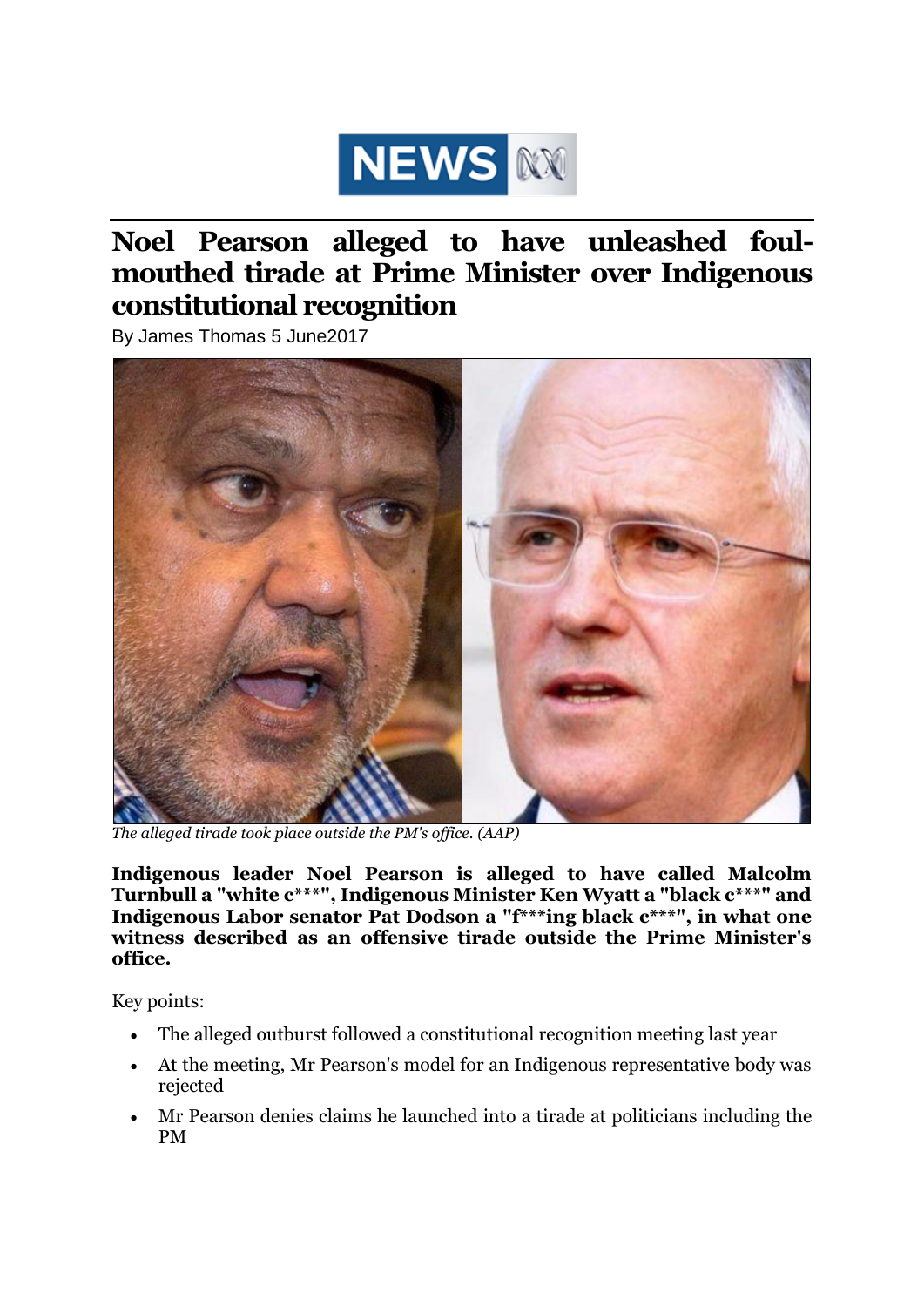NEWS

# Noel Pearson alleged to have unleashed foul-mouthed tirade at Prime Minister over Indigenous constitutional recognition

By James Thomas 5 June2017

*The alleged tirade took place outside the PM's office. (AAP)*

**Indigenous leader Noel Pearson is alleged to have called Malcolm Turnbull a "white c***", Indigenous Minister Ken Wyatt a "black c***" and Indigenous Labor senator Pat Dodson a "f***ing black c***", in what one witness described as an offensive tirade outside the Prime Minister's office.**

Key points:

- The alleged outburst followed a constitutional recognition meeting last year
- At the meeting, Mr Pearson's model for an Indigenous representative body was rejected
- Mr Pearson denies claims he launched into a tirade at politicians including the PM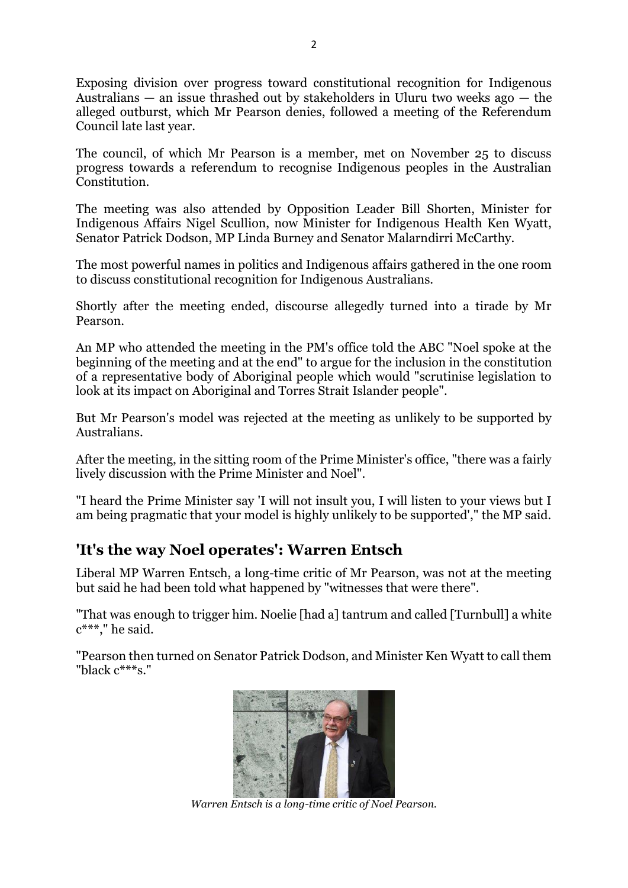Exposing division over progress toward constitutional recognition for Indigenous Australians — an issue thrashed out by stakeholders in Uluru two weeks ago — the alleged outburst, which Mr Pearson denies, followed a meeting of the Referendum Council late last year.

The council, of which Mr Pearson is a member, met on November 25 to discuss progress towards a referendum to recognise Indigenous peoples in the Australian Constitution.

The meeting was also attended by Opposition Leader Bill Shorten, Minister for Indigenous Affairs Nigel Scullion, now Minister for Indigenous Health Ken Wyatt, Senator Patrick Dodson, MP Linda Burney and Senator Malarndirri McCarthy.

The most powerful names in politics and Indigenous affairs gathered in the one room to discuss constitutional recognition for Indigenous Australians.

Shortly after the meeting ended, discourse allegedly turned into a tirade by Mr Pearson.

An MP who attended the meeting in the PM's office told the ABC "Noel spoke at the beginning of the meeting and at the end" to argue for the inclusion in the constitution of a representative body of Aboriginal people which would "scrutinise legislation to look at its impact on Aboriginal and Torres Strait Islander people".

But Mr Pearson's model was rejected at the meeting as unlikely to be supported by Australians.

After the meeting, in the sitting room of the Prime Minister's office, "there was a fairly lively discussion with the Prime Minister and Noel".

"I heard the Prime Minister say 'I will not insult you, I will listen to your views but I am being pragmatic that your model is highly unlikely to be supported'," the MP said.

## 'It's the way Noel operates': Warren Entsch

Liberal MP Warren Entsch, a long-time critic of Mr Pearson, was not at the meeting but said he had been told what happened by "witnesses that were there".

"That was enough to trigger him. Noelie [had a] tantrum and called [Turnbull] a white c***," he said.

"Pearson then turned on Senator Patrick Dodson, and Minister Ken Wyatt to call them "black c***s."

*Warren Entsch is a long-time critic of Noel Pearson.*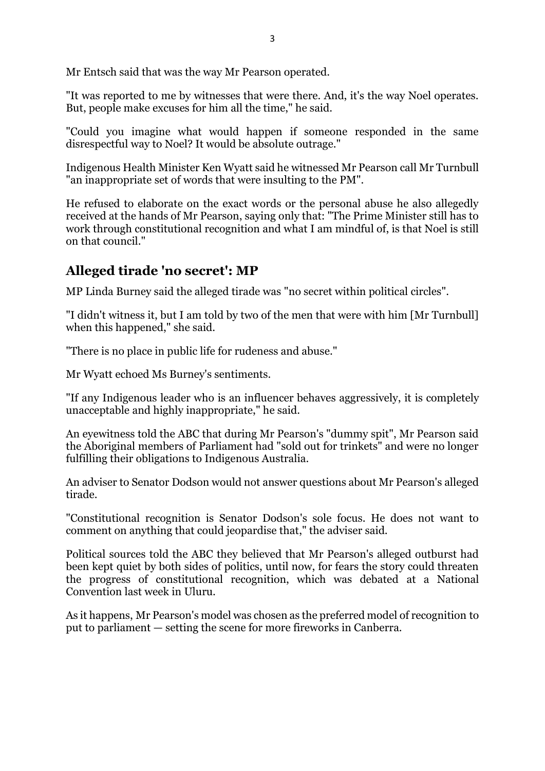Mr Entsch said that was the way Mr Pearson operated.

"It was reported to me by witnesses that were there. And, it's the way Noel operates. But, people make excuses for him all the time," he said.

"Could you imagine what would happen if someone responded in the same disrespectful way to Noel? It would be absolute outrage."

Indigenous Health Minister Ken Wyatt said he witnessed Mr Pearson call Mr Turnbull "an inappropriate set of words that were insulting to the PM".

He refused to elaborate on the exact words or the personal abuse he also allegedly received at the hands of Mr Pearson, saying only that: "The Prime Minister still has to work through constitutional recognition and what I am mindful of, is that Noel is still on that council."

## Alleged tirade 'no secret': MP

MP Linda Burney said the alleged tirade was "no secret within political circles".

"I didn't witness it, but I am told by two of the men that were with him [Mr Turnbull] when this happened," she said.

"There is no place in public life for rudeness and abuse."

Mr Wyatt echoed Ms Burney's sentiments.

"If any Indigenous leader who is an influencer behaves aggressively, it is completely unacceptable and highly inappropriate," he said.

An eyewitness told the ABC that during Mr Pearson's "dummy spit", Mr Pearson said the Aboriginal members of Parliament had "sold out for trinkets" and were no longer fulfilling their obligations to Indigenous Australia.

An adviser to Senator Dodson would not answer questions about Mr Pearson's alleged tirade.

"Constitutional recognition is Senator Dodson's sole focus. He does not want to comment on anything that could jeopardise that," the adviser said.

Political sources told the ABC they believed that Mr Pearson's alleged outburst had been kept quiet by both sides of politics, until now, for fears the story could threaten the progress of constitutional recognition, which was debated at a National Convention last week in Uluru.

As it happens, Mr Pearson's model was chosen as the preferred model of recognition to put to parliament — setting the scene for more fireworks in Canberra.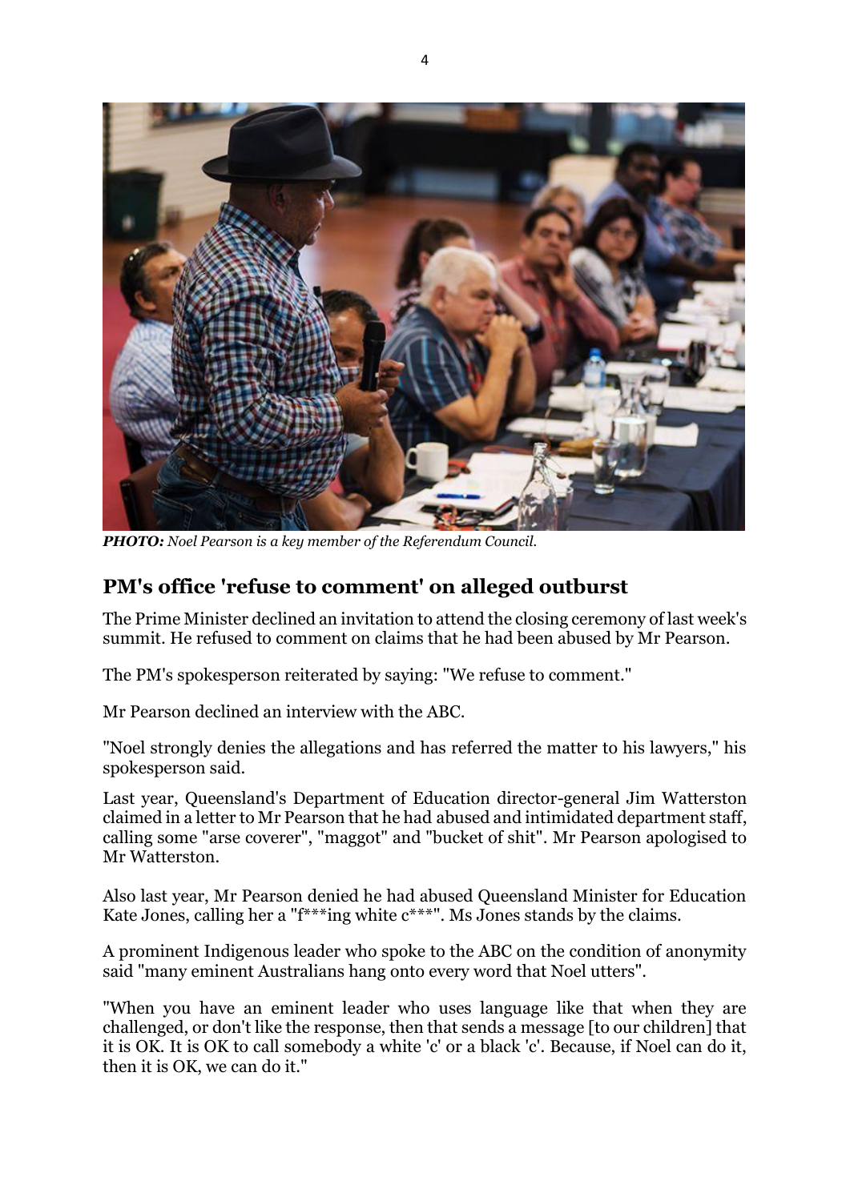***PHOTO:*** *Noel Pearson is a key member of the Referendum Council.*

## PM's office 'refuse to comment' on alleged outburst

The Prime Minister declined an invitation to attend the closing ceremony of last week's summit. He refused to comment on claims that he had been abused by Mr Pearson.

The PM's spokesperson reiterated by saying: "We refuse to comment."

Mr Pearson declined an interview with the ABC.

"Noel strongly denies the allegations and has referred the matter to his lawyers," his spokesperson said.

Last year, Queensland's Department of Education director-general Jim Watterston claimed in a letter to Mr Pearson that he had abused and intimidated department staff, calling some "arse coverer", "maggot" and "bucket of shit". Mr Pearson apologised to Mr Watterston.

Also last year, Mr Pearson denied he had abused Queensland Minister for Education Kate Jones, calling her a "f***ing white c***". Ms Jones stands by the claims.

A prominent Indigenous leader who spoke to the ABC on the condition of anonymity said "many eminent Australians hang onto every word that Noel utters".

"When you have an eminent leader who uses language like that when they are challenged, or don't like the response, then that sends a message [to our children] that it is OK. It is OK to call somebody a white 'c' or a black 'c'. Because, if Noel can do it, then it is OK, we can do it."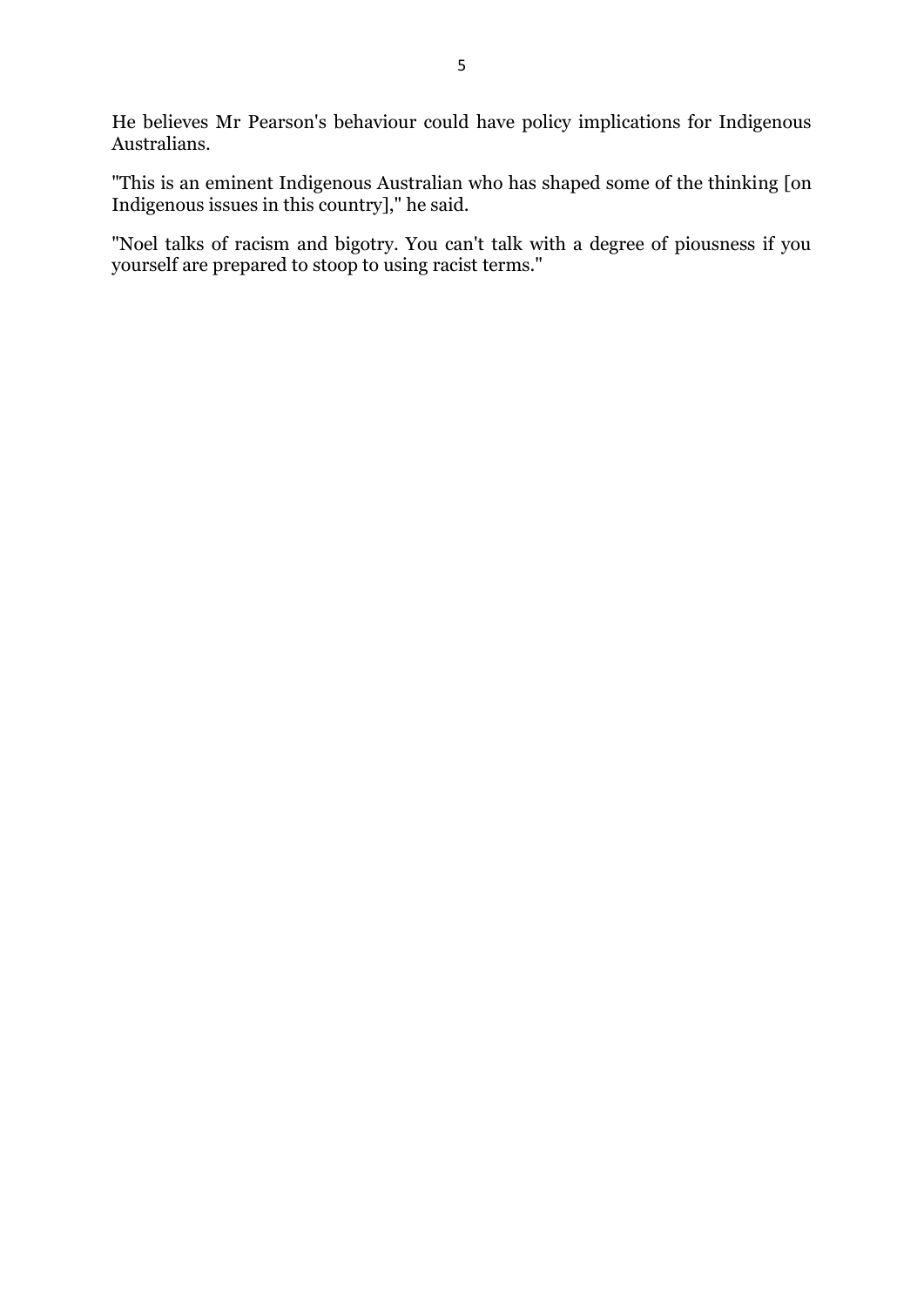He believes Mr Pearson's behaviour could have policy implications for Indigenous Australians.

"This is an eminent Indigenous Australian who has shaped some of the thinking [on Indigenous issues in this country]," he said.

"Noel talks of racism and bigotry. You can't talk with a degree of piousness if you yourself are prepared to stoop to using racist terms."